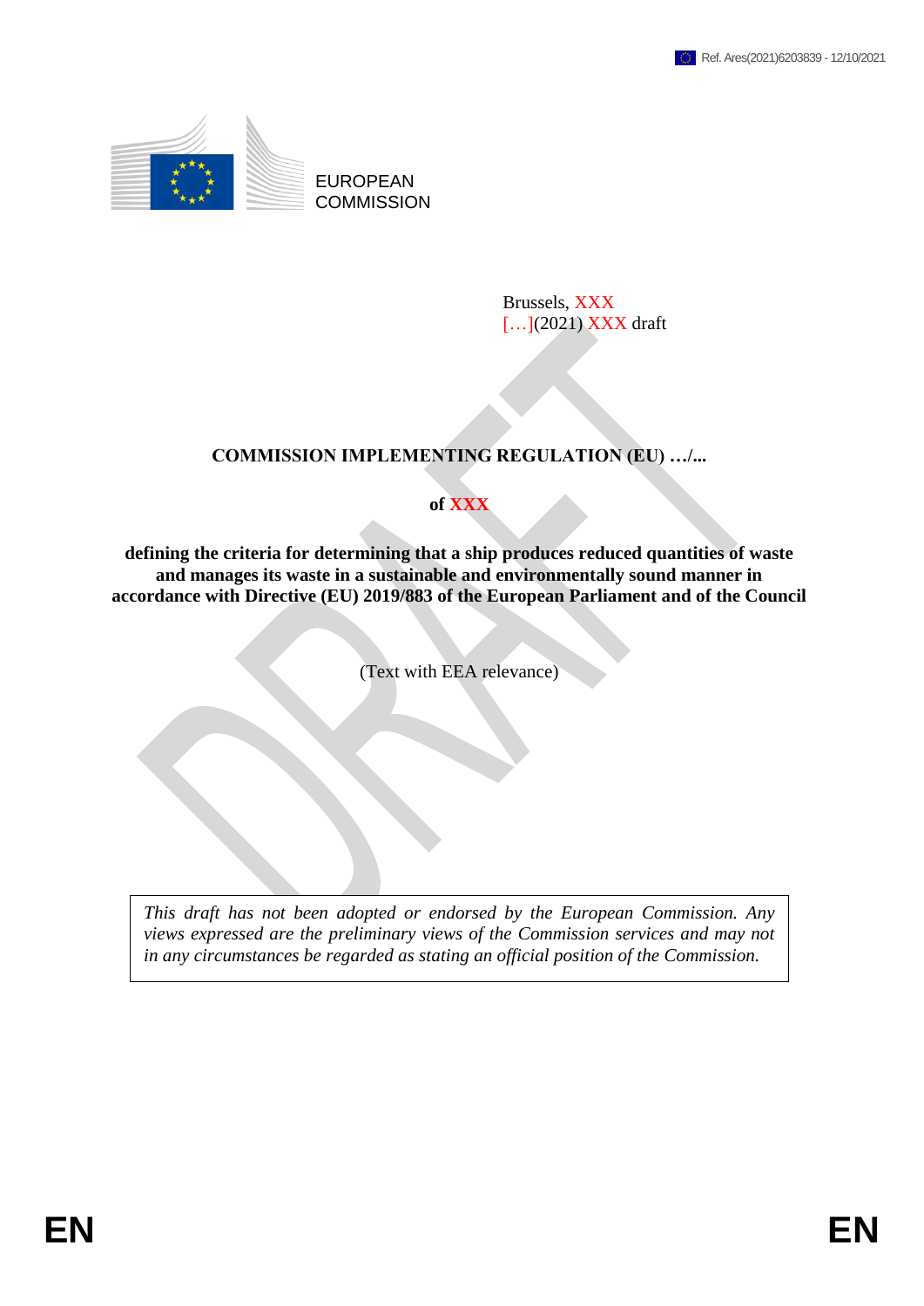Ref. Ares(2021)6203839 - 12/10/2021

EUROPEAN COMMISSION

Brussels, XXX
[…](2021) XXX draft

**COMMISSION IMPLEMENTING REGULATION (EU) …/...**

**of XXX**

**defining the criteria for determining that a ship produces reduced quantities of waste and manages its waste in a sustainable and environmentally sound manner in accordance with Directive (EU) 2019/883 of the European Parliament and of the Council**

(Text with EEA relevance)

*This draft has not been adopted or endorsed by the European Commission. Any views expressed are the preliminary views of the Commission services and may not in any circumstances be regarded as stating an official position of the Commission.*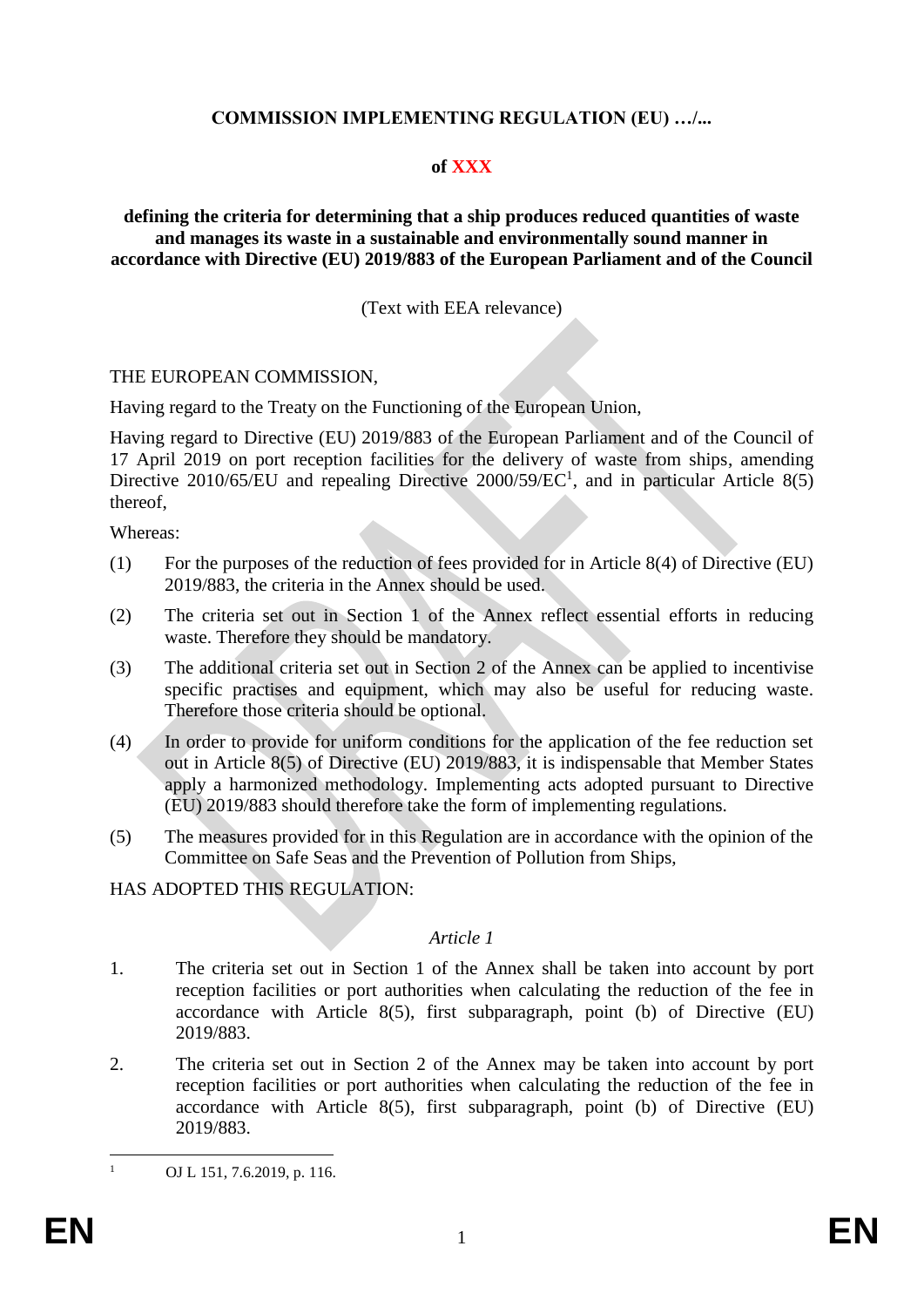**COMMISSION IMPLEMENTING REGULATION (EU) …/...**

**of XXX**

**defining the criteria for determining that a ship produces reduced quantities of waste and manages its waste in a sustainable and environmentally sound manner in accordance with Directive (EU) 2019/883 of the European Parliament and of the Council**

(Text with EEA relevance)

THE EUROPEAN COMMISSION,

Having regard to the Treaty on the Functioning of the European Union,

Having regard to Directive (EU) 2019/883 of the European Parliament and of the Council of 17 April 2019 on port reception facilities for the delivery of waste from ships, amending Directive 2010/65/EU and repealing Directive 2000/59/EC[1], and in particular Article 8(5) thereof,

Whereas:

(1) For the purposes of the reduction of fees provided for in Article 8(4) of Directive (EU) 2019/883, the criteria in the Annex should be used.

(2) The criteria set out in Section 1 of the Annex reflect essential efforts in reducing waste. Therefore they should be mandatory.

(3) The additional criteria set out in Section 2 of the Annex can be applied to incentivise specific practises and equipment, which may also be useful for reducing waste. Therefore those criteria should be optional.

(4) In order to provide for uniform conditions for the application of the fee reduction set out in Article 8(5) of Directive (EU) 2019/883, it is indispensable that Member States apply a harmonized methodology. Implementing acts adopted pursuant to Directive (EU) 2019/883 should therefore take the form of implementing regulations.

(5) The measures provided for in this Regulation are in accordance with the opinion of the Committee on Safe Seas and the Prevention of Pollution from Ships,

HAS ADOPTED THIS REGULATION:

*Article 1*

1. The criteria set out in Section 1 of the Annex shall be taken into account by port reception facilities or port authorities when calculating the reduction of the fee in accordance with Article 8(5), first subparagraph, point (b) of Directive (EU) 2019/883.

2. The criteria set out in Section 2 of the Annex may be taken into account by port reception facilities or port authorities when calculating the reduction of the fee in accordance with Article 8(5), first subparagraph, point (b) of Directive (EU) 2019/883.

[1] OJ L 151, 7.6.2019, p. 116.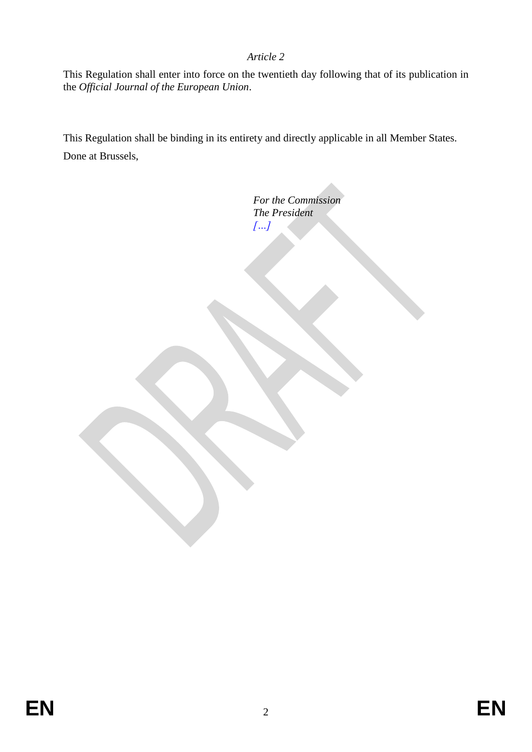*Article 2*

This Regulation shall enter into force on the twentieth day following that of its publication in the *Official Journal of the European Union*.

This Regulation shall be binding in its entirety and directly applicable in all Member States.

Done at Brussels,

*For the Commission*
*The President*
*[…]*